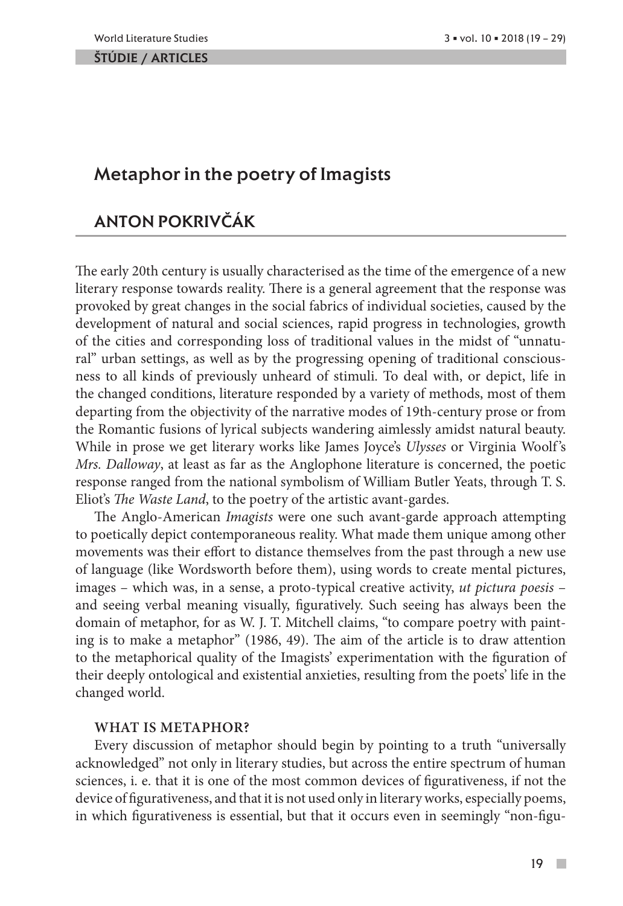**ŠTÚDIE / ARTICLES**

# Metaphor in the poetry of Imagists

## ANTON POKRIVČÁK

The early 20th century is usually characterised as the time of the emergence of a new literary response towards reality. There is a general agreement that the response was provoked by great changes in the social fabrics of individual societies, caused by the development of natural and social sciences, rapid progress in technologies, growth of the cities and corresponding loss of traditional values in the midst of "unnatural" urban settings, as well as by the progressing opening of traditional consciousness to all kinds of previously unheard of stimuli. To deal with, or depict, life in the changed conditions, literature responded by a variety of methods, most of them departing from the objectivity of the narrative modes of 19th-century prose or from the Romantic fusions of lyrical subjects wandering aimlessly amidst natural beauty. While in prose we get literary works like James Joyce's *Ulysses* or Virginia Woolf's *Mrs. Dalloway*, at least as far as the Anglophone literature is concerned, the poetic response ranged from the national symbolism of William Butler Yeats, through T. S. Eliot's *The Waste Land*, to the poetry of the artistic avant-gardes.

The Anglo-American *Imagists* were one such avant-garde approach attempting to poetically depict contemporaneous reality. What made them unique among other movements was their effort to distance themselves from the past through a new use of language (like Wordsworth before them), using words to create mental pictures, images – which was, in a sense, a proto-typical creative activity, *ut pictura poesis* – and seeing verbal meaning visually, figuratively. Such seeing has always been the domain of metaphor, for as W. J. T. Mitchell claims, "to compare poetry with painting is to make a metaphor" (1986, 49). The aim of the article is to draw attention to the metaphorical quality of the Imagists' experimentation with the figuration of their deeply ontological and existential anxieties, resulting from the poets' life in the changed world.

### WHAT IS METAPHOR?

Every discussion of metaphor should begin by pointing to a truth "universally acknowledged" not only in literary studies, but across the entire spectrum of human sciences, i. e. that it is one of the most common devices of figurativeness, if not the device of figurativeness, and that it is not used only in literary works, especially poems, in which figurativeness is essential, but that it occurs even in seemingly "non-figu-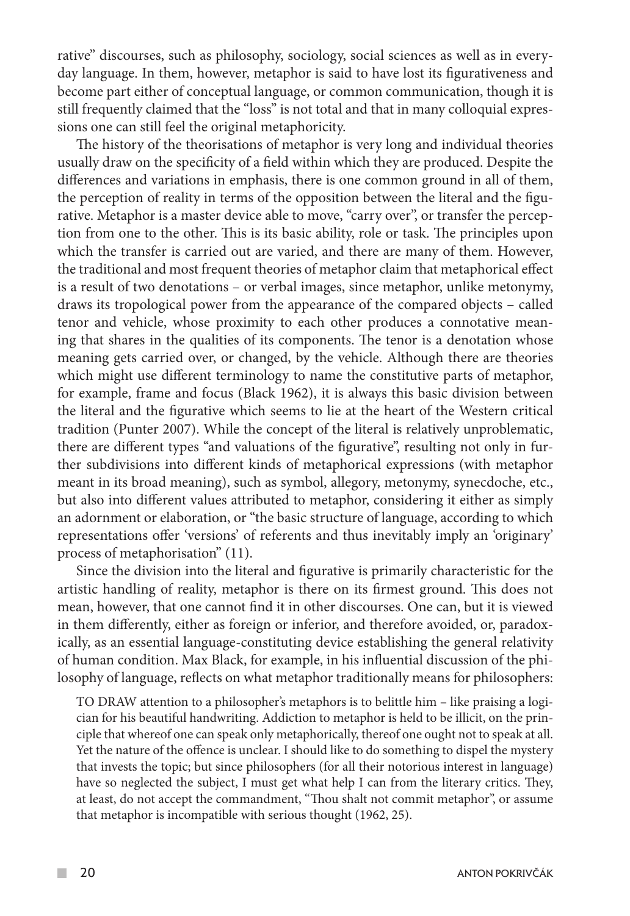rative" discourses, such as philosophy, sociology, social sciences as well as in everyday language. In them, however, metaphor is said to have lost its figurativeness and become part either of conceptual language, or common communication, though it is still frequently claimed that the "loss" is not total and that in many colloquial expressions one can still feel the original metaphoricity.

The history of the theorisations of metaphor is very long and individual theories usually draw on the specificity of a field within which they are produced. Despite the differences and variations in emphasis, there is one common ground in all of them, the perception of reality in terms of the opposition between the literal and the figurative. Metaphor is a master device able to move, "carry over", or transfer the perception from one to the other. This is its basic ability, role or task. The principles upon which the transfer is carried out are varied, and there are many of them. However, the traditional and most frequent theories of metaphor claim that metaphorical effect is a result of two denotations – or verbal images, since metaphor, unlike metonymy, draws its tropological power from the appearance of the compared objects – called tenor and vehicle, whose proximity to each other produces a connotative meaning that shares in the qualities of its components. The tenor is a denotation whose meaning gets carried over, or changed, by the vehicle. Although there are theories which might use different terminology to name the constitutive parts of metaphor, for example, frame and focus (Black 1962), it is always this basic division between the literal and the figurative which seems to lie at the heart of the Western critical tradition (Punter 2007). While the concept of the literal is relatively unproblematic, there are different types "and valuations of the figurative", resulting not only in further subdivisions into different kinds of metaphorical expressions (with metaphor meant in its broad meaning), such as symbol, allegory, metonymy, synecdoche, etc., but also into different values attributed to metaphor, considering it either as simply an adornment or elaboration, or "the basic structure of language, according to which representations offer 'versions' of referents and thus inevitably imply an 'originary' process of metaphorisation" (11).

Since the division into the literal and figurative is primarily characteristic for the artistic handling of reality, metaphor is there on its firmest ground. This does not mean, however, that one cannot find it in other discourses. One can, but it is viewed in them differently, either as foreign or inferior, and therefore avoided, or, paradoxically, as an essential language-constituting device establishing the general relativity of human condition. Max Black, for example, in his influential discussion of the philosophy of language, reflects on what metaphor traditionally means for philosophers:

> TO DRAW attention to a philosopher's metaphors is to belittle him – like praising a logician for his beautiful handwriting. Addiction to metaphor is held to be illicit, on the principle that whereof one can speak only metaphorically, thereof one ought not to speak at all. Yet the nature of the offence is unclear. I should like to do something to dispel the mystery that invests the topic; but since philosophers (for all their notorious interest in language) have so neglected the subject, I must get what help I can from the literary critics. They, at least, do not accept the commandment, "Thou shalt not commit metaphor", or assume that metaphor is incompatible with serious thought (1962, 25).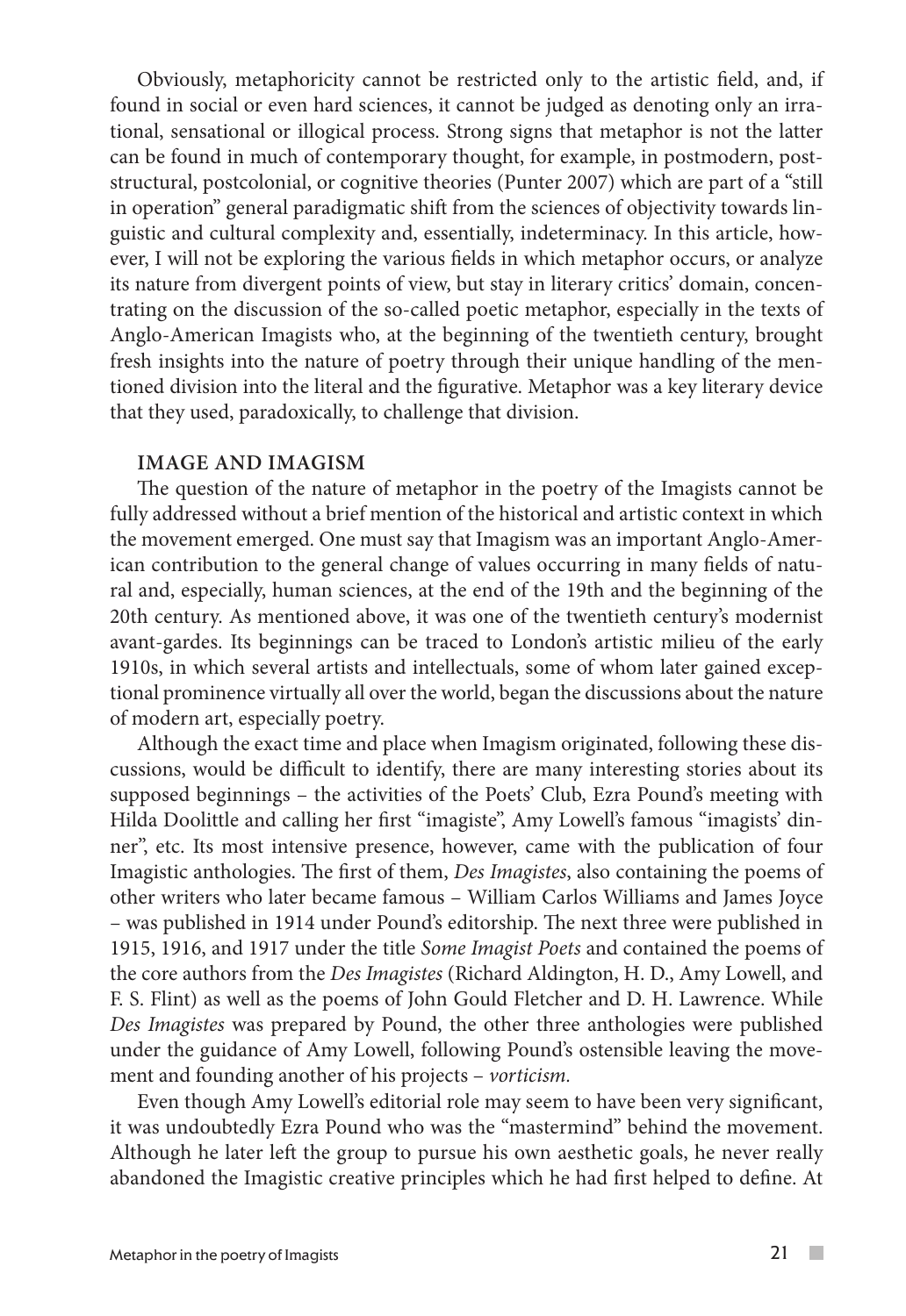Obviously, metaphoricity cannot be restricted only to the artistic field, and, if found in social or even hard sciences, it cannot be judged as denoting only an irrational, sensational or illogical process. Strong signs that metaphor is not the latter can be found in much of contemporary thought, for example, in postmodern, poststructural, postcolonial, or cognitive theories (Punter 2007) which are part of a "still in operation" general paradigmatic shift from the sciences of objectivity towards linguistic and cultural complexity and, essentially, indeterminacy. In this article, however, I will not be exploring the various fields in which metaphor occurs, or analyze its nature from divergent points of view, but stay in literary critics' domain, concentrating on the discussion of the so-called poetic metaphor, especially in the texts of Anglo-American Imagists who, at the beginning of the twentieth century, brought fresh insights into the nature of poetry through their unique handling of the mentioned division into the literal and the figurative. Metaphor was a key literary device that they used, paradoxically, to challenge that division.

## IMAGE AND IMAGISM

The question of the nature of metaphor in the poetry of the Imagists cannot be fully addressed without a brief mention of the historical and artistic context in which the movement emerged. One must say that Imagism was an important Anglo-American contribution to the general change of values occurring in many fields of natural and, especially, human sciences, at the end of the 19th and the beginning of the 20th century. As mentioned above, it was one of the twentieth century's modernist avant-gardes. Its beginnings can be traced to London's artistic milieu of the early 1910s, in which several artists and intellectuals, some of whom later gained exceptional prominence virtually all over the world, began the discussions about the nature of modern art, especially poetry.

Although the exact time and place when Imagism originated, following these discussions, would be difficult to identify, there are many interesting stories about its supposed beginnings – the activities of the Poets' Club, Ezra Pound's meeting with Hilda Doolittle and calling her first "imagiste", Amy Lowell's famous "imagists' dinner", etc. Its most intensive presence, however, came with the publication of four Imagistic anthologies. The first of them, *Des Imagistes*, also containing the poems of other writers who later became famous – William Carlos Williams and James Joyce – was published in 1914 under Pound's editorship. The next three were published in 1915, 1916, and 1917 under the title *Some Imagist Poets* and contained the poems of the core authors from the *Des Imagistes* (Richard Aldington, H. D., Amy Lowell, and F. S. Flint) as well as the poems of John Gould Fletcher and D. H. Lawrence. While *Des Imagistes* was prepared by Pound, the other three anthologies were published under the guidance of Amy Lowell, following Pound's ostensible leaving the movement and founding another of his projects – *vorticism.*

Even though Amy Lowell's editorial role may seem to have been very significant, it was undoubtedly Ezra Pound who was the "mastermind" behind the movement. Although he later left the group to pursue his own aesthetic goals, he never really abandoned the Imagistic creative principles which he had first helped to define. At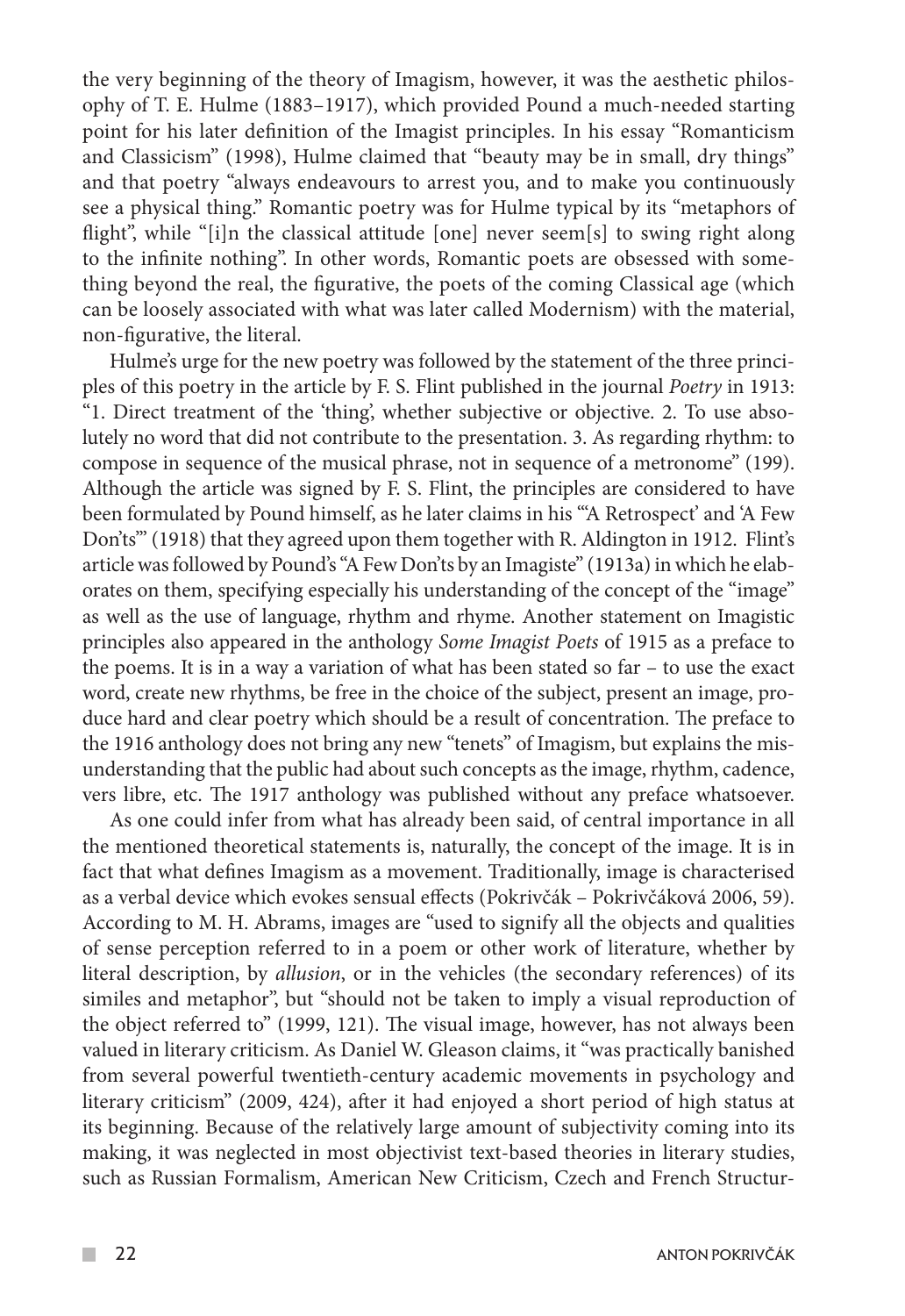the very beginning of the theory of Imagism, however, it was the aesthetic philosophy of T. E. Hulme (1883–1917), which provided Pound a much-needed starting point for his later definition of the Imagist principles. In his essay "Romanticism and Classicism" (1998), Hulme claimed that "beauty may be in small, dry things" and that poetry "always endeavours to arrest you, and to make you continuously see a physical thing." Romantic poetry was for Hulme typical by its "metaphors of flight", while "[i]n the classical attitude [one] never seem[s] to swing right along to the infinite nothing". In other words, Romantic poets are obsessed with something beyond the real, the figurative, the poets of the coming Classical age (which can be loosely associated with what was later called Modernism) with the material, non-figurative, the literal.

Hulme's urge for the new poetry was followed by the statement of the three principles of this poetry in the article by F. S. Flint published in the journal *Poetry* in 1913: "1. Direct treatment of the 'thing', whether subjective or objective. 2. To use absolutely no word that did not contribute to the presentation. 3. As regarding rhythm: to compose in sequence of the musical phrase, not in sequence of a metronome" (199). Although the article was signed by F. S. Flint, the principles are considered to have been formulated by Pound himself, as he later claims in his "'A Retrospect' and 'A Few Don'ts'" (1918) that they agreed upon them together with R. Aldington in 1912. Flint's article was followed by Pound's "A Few Don'ts by an Imagiste" (1913a) in which he elaborates on them, specifying especially his understanding of the concept of the "image" as well as the use of language, rhythm and rhyme. Another statement on Imagistic principles also appeared in the anthology *Some Imagist Poets* of 1915 as a preface to the poems. It is in a way a variation of what has been stated so far – to use the exact word, create new rhythms, be free in the choice of the subject, present an image, produce hard and clear poetry which should be a result of concentration. The preface to the 1916 anthology does not bring any new "tenets" of Imagism, but explains the misunderstanding that the public had about such concepts as the image, rhythm, cadence, vers libre, etc. The 1917 anthology was published without any preface whatsoever.

As one could infer from what has already been said, of central importance in all the mentioned theoretical statements is, naturally, the concept of the image. It is in fact that what defines Imagism as a movement. Traditionally, image is characterised as a verbal device which evokes sensual effects (Pokrivčák – Pokrivčáková 2006, 59). According to M. H. Abrams, images are "used to signify all the objects and qualities of sense perception referred to in a poem or other work of literature, whether by literal description, by *allusion*, or in the vehicles (the secondary references) of its similes and metaphor", but "should not be taken to imply a visual reproduction of the object referred to" (1999, 121). The visual image, however, has not always been valued in literary criticism. As Daniel W. Gleason claims, it "was practically banished from several powerful twentieth-century academic movements in psychology and literary criticism" (2009, 424), after it had enjoyed a short period of high status at its beginning. Because of the relatively large amount of subjectivity coming into its making, it was neglected in most objectivist text-based theories in literary studies, such as Russian Formalism, American New Criticism, Czech and French Structur-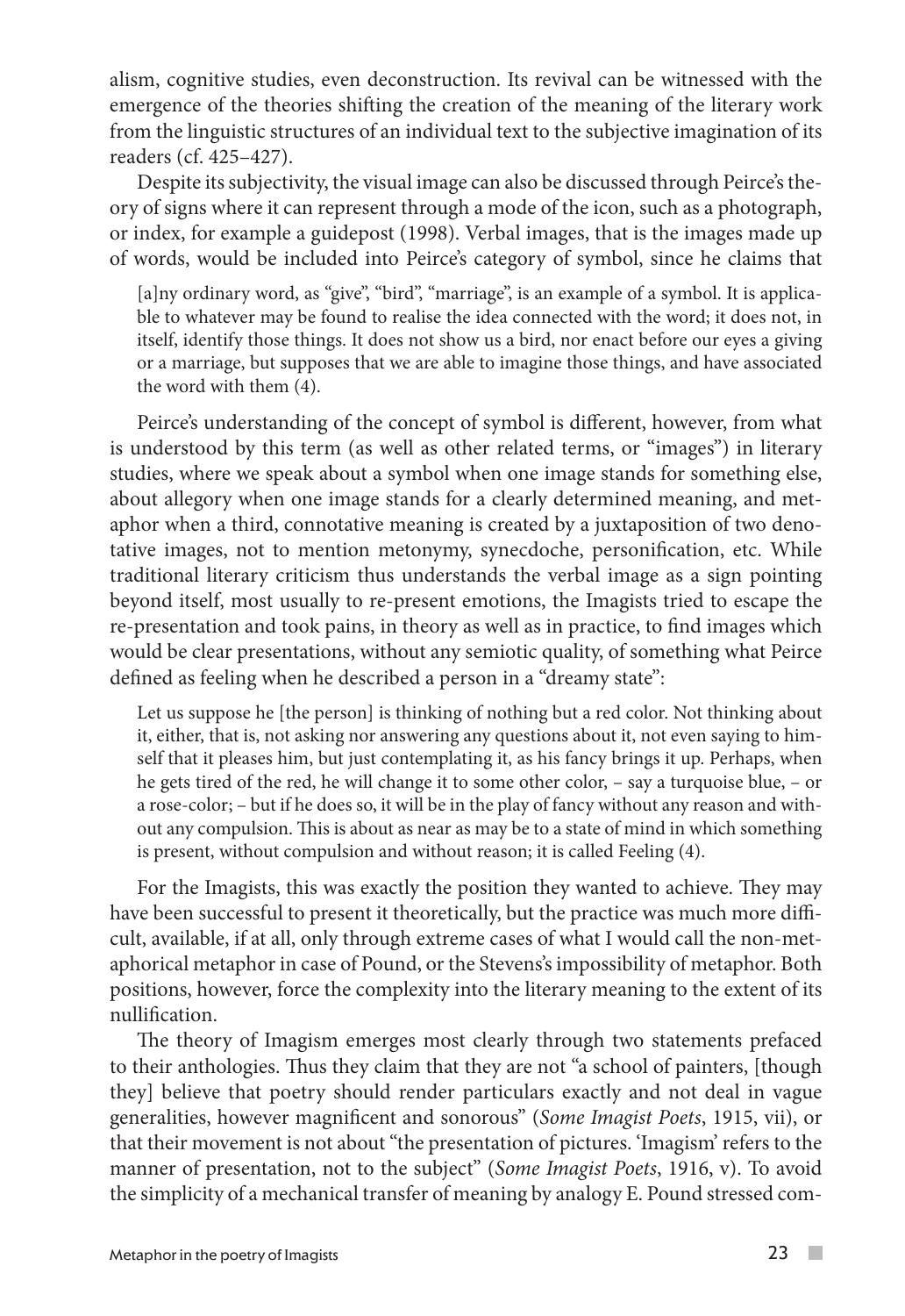alism, cognitive studies, even deconstruction. Its revival can be witnessed with the emergence of the theories shifting the creation of the meaning of the literary work from the linguistic structures of an individual text to the subjective imagination of its readers (cf. 425–427).

Despite its subjectivity, the visual image can also be discussed through Peirce's theory of signs where it can represent through a mode of the icon, such as a photograph, or index, for example a guidepost (1998). Verbal images, that is the images made up of words, would be included into Peirce's category of symbol, since he claims that

> [a]ny ordinary word, as "give", "bird", "marriage", is an example of a symbol. It is applicable to whatever may be found to realise the idea connected with the word; it does not, in itself, identify those things. It does not show us a bird, nor enact before our eyes a giving or a marriage, but supposes that we are able to imagine those things, and have associated the word with them (4).

Peirce's understanding of the concept of symbol is different, however, from what is understood by this term (as well as other related terms, or "images") in literary studies, where we speak about a symbol when one image stands for something else, about allegory when one image stands for a clearly determined meaning, and metaphor when a third, connotative meaning is created by a juxtaposition of two denotative images, not to mention metonymy, synecdoche, personification, etc. While traditional literary criticism thus understands the verbal image as a sign pointing beyond itself, most usually to re-present emotions, the Imagists tried to escape the re-presentation and took pains, in theory as well as in practice, to find images which would be clear presentations, without any semiotic quality, of something what Peirce defined as feeling when he described a person in a "dreamy state":

> Let us suppose he [the person] is thinking of nothing but a red color. Not thinking about it, either, that is, not asking nor answering any questions about it, not even saying to himself that it pleases him, but just contemplating it, as his fancy brings it up. Perhaps, when he gets tired of the red, he will change it to some other color, – say a turquoise blue, – or a rose-color; – but if he does so, it will be in the play of fancy without any reason and without any compulsion. This is about as near as may be to a state of mind in which something is present, without compulsion and without reason; it is called Feeling (4).

For the Imagists, this was exactly the position they wanted to achieve. They may have been successful to present it theoretically, but the practice was much more difficult, available, if at all, only through extreme cases of what I would call the non-metaphorical metaphor in case of Pound, or the Stevens's impossibility of metaphor. Both positions, however, force the complexity into the literary meaning to the extent of its nullification.

The theory of Imagism emerges most clearly through two statements prefaced to their anthologies. Thus they claim that they are not "a school of painters, [though they] believe that poetry should render particulars exactly and not deal in vague generalities, however magnificent and sonorous" (*Some Imagist Poets*, 1915, vii), or that their movement is not about "the presentation of pictures. 'Imagism' refers to the manner of presentation, not to the subject" (*Some Imagist Poets*, 1916, v). To avoid the simplicity of a mechanical transfer of meaning by analogy E. Pound stressed com-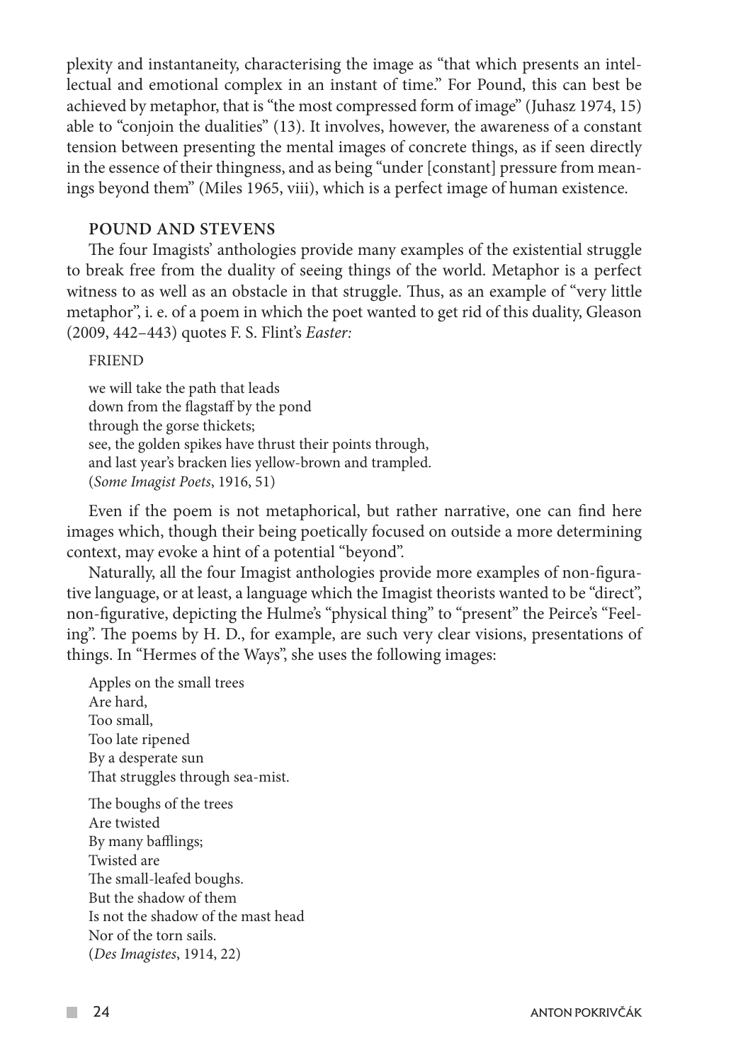plexity and instantaneity, characterising the image as "that which presents an intellectual and emotional complex in an instant of time." For Pound, this can best be achieved by metaphor, that is "the most compressed form of image" (Juhasz 1974, 15) able to "conjoin the dualities" (13). It involves, however, the awareness of a constant tension between presenting the mental images of concrete things, as if seen directly in the essence of their thingness, and as being "under [constant] pressure from meanings beyond them" (Miles 1965, viii), which is a perfect image of human existence.

## POUND AND STEVENS

The four Imagists' anthologies provide many examples of the existential struggle to break free from the duality of seeing things of the world. Metaphor is a perfect witness to as well as an obstacle in that struggle. Thus, as an example of "very little metaphor", i. e. of a poem in which the poet wanted to get rid of this duality, Gleason (2009, 442–443) quotes F. S. Flint's *Easter:*

> FRIEND
>
> we will take the path that leads
> down from the flagstaff by the pond
> through the gorse thickets;
> see, the golden spikes have thrust their points through,
> and last year's bracken lies yellow-brown and trampled.
> (*Some Imagist Poets*, 1916, 51)

Even if the poem is not metaphorical, but rather narrative, one can find here images which, though their being poetically focused on outside a more determining context, may evoke a hint of a potential "beyond".

Naturally, all the four Imagist anthologies provide more examples of non-figurative language, or at least, a language which the Imagist theorists wanted to be "direct", non-figurative, depicting the Hulme's "physical thing" to "present" the Peirce's "Feeling". The poems by H. D., for example, are such very clear visions, presentations of things. In "Hermes of the Ways", she uses the following images:

> Apples on the small trees
> Are hard,
> Too small,
> Too late ripened
> By a desperate sun
> That struggles through sea-mist.
>
> The boughs of the trees
> Are twisted
> By many bafflings;
> Twisted are
> The small-leafed boughs.
> But the shadow of them
> Is not the shadow of the mast head
> Nor of the torn sails.
> (*Des Imagistes*, 1914, 22)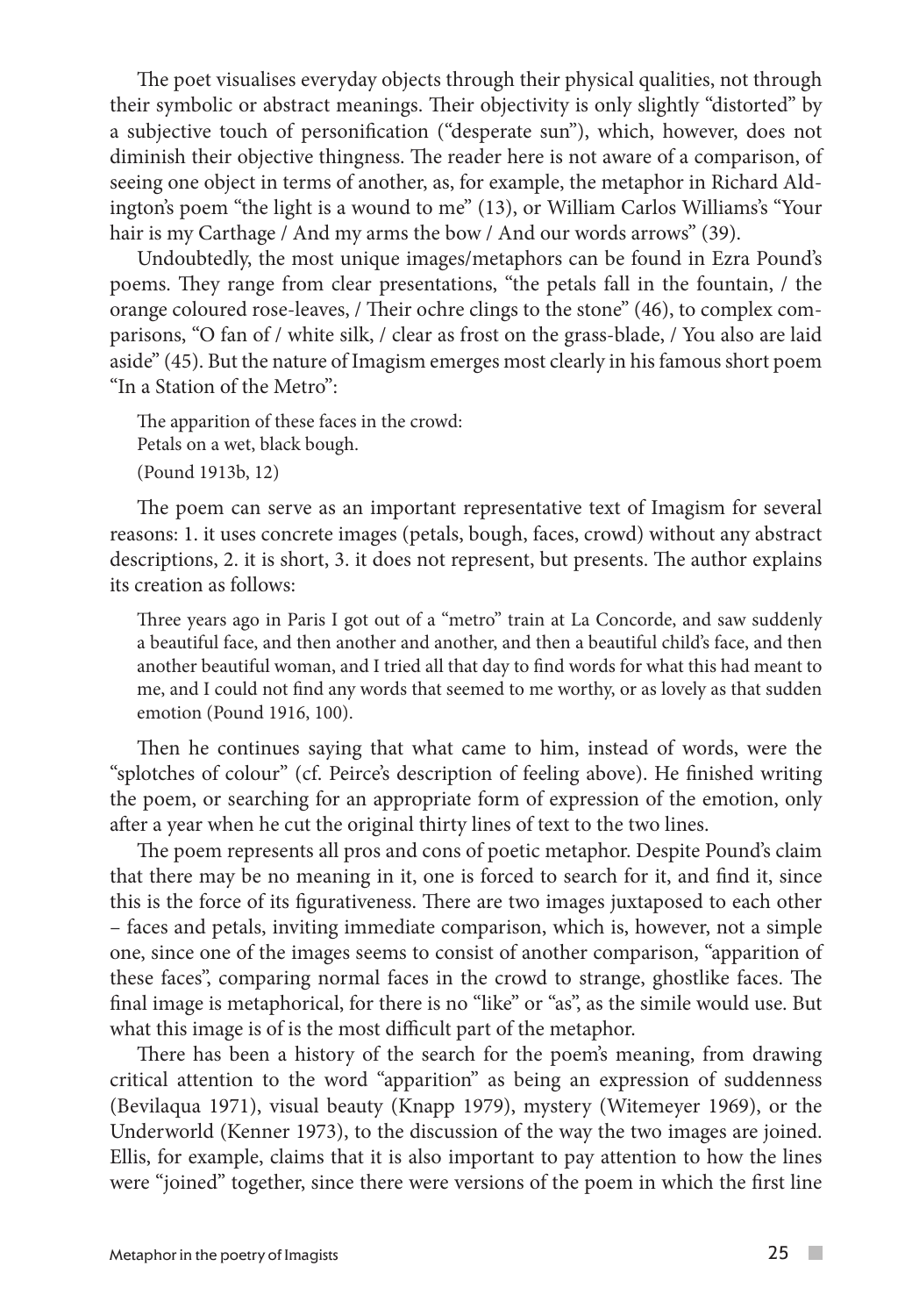The poet visualises everyday objects through their physical qualities, not through their symbolic or abstract meanings. Their objectivity is only slightly "distorted" by a subjective touch of personification ("desperate sun"), which, however, does not diminish their objective thingness. The reader here is not aware of a comparison, of seeing one object in terms of another, as, for example, the metaphor in Richard Aldington's poem "the light is a wound to me" (13), or William Carlos Williams's "Your hair is my Carthage / And my arms the bow / And our words arrows" (39).

Undoubtedly, the most unique images/metaphors can be found in Ezra Pound's poems. They range from clear presentations, "the petals fall in the fountain, / the orange coloured rose-leaves, / Their ochre clings to the stone" (46), to complex comparisons, "O fan of / white silk, / clear as frost on the grass-blade, / You also are laid aside" (45). But the nature of Imagism emerges most clearly in his famous short poem "In a Station of the Metro":

> The apparition of these faces in the crowd:
> Petals on a wet, black bough.
> (Pound 1913b, 12)

The poem can serve as an important representative text of Imagism for several reasons: 1. it uses concrete images (petals, bough, faces, crowd) without any abstract descriptions, 2. it is short, 3. it does not represent, but presents. The author explains its creation as follows:

> Three years ago in Paris I got out of a "metro" train at La Concorde, and saw suddenly a beautiful face, and then another and another, and then a beautiful child's face, and then another beautiful woman, and I tried all that day to find words for what this had meant to me, and I could not find any words that seemed to me worthy, or as lovely as that sudden emotion (Pound 1916, 100).

Then he continues saying that what came to him, instead of words, were the "splotches of colour" (cf. Peirce's description of feeling above). He finished writing the poem, or searching for an appropriate form of expression of the emotion, only after a year when he cut the original thirty lines of text to the two lines.

The poem represents all pros and cons of poetic metaphor. Despite Pound's claim that there may be no meaning in it, one is forced to search for it, and find it, since this is the force of its figurativeness. There are two images juxtaposed to each other – faces and petals, inviting immediate comparison, which is, however, not a simple one, since one of the images seems to consist of another comparison, "apparition of these faces", comparing normal faces in the crowd to strange, ghostlike faces. The final image is metaphorical, for there is no "like" or "as", as the simile would use. But what this image is of is the most difficult part of the metaphor.

There has been a history of the search for the poem's meaning, from drawing critical attention to the word "apparition" as being an expression of suddenness (Bevilaqua 1971), visual beauty (Knapp 1979), mystery (Witemeyer 1969), or the Underworld (Kenner 1973), to the discussion of the way the two images are joined. Ellis, for example, claims that it is also important to pay attention to how the lines were "joined" together, since there were versions of the poem in which the first line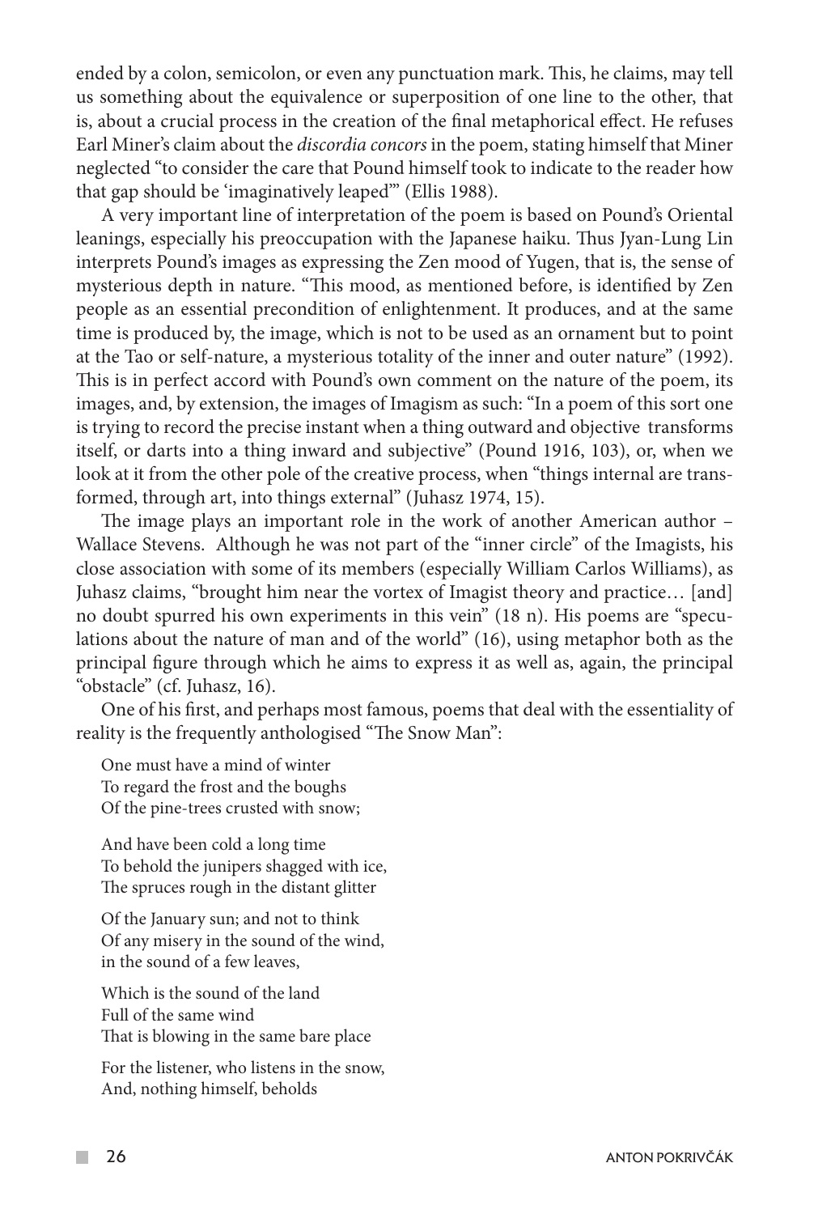ended by a colon, semicolon, or even any punctuation mark. This, he claims, may tell us something about the equivalence or superposition of one line to the other, that is, about a crucial process in the creation of the final metaphorical effect. He refuses Earl Miner's claim about the *discordia concors* in the poem, stating himself that Miner neglected "to consider the care that Pound himself took to indicate to the reader how that gap should be 'imaginatively leaped'" (Ellis 1988).

A very important line of interpretation of the poem is based on Pound's Oriental leanings, especially his preoccupation with the Japanese haiku. Thus Jyan-Lung Lin interprets Pound's images as expressing the Zen mood of Yugen, that is, the sense of mysterious depth in nature. "This mood, as mentioned before, is identified by Zen people as an essential precondition of enlightenment. It produces, and at the same time is produced by, the image, which is not to be used as an ornament but to point at the Tao or self-nature, a mysterious totality of the inner and outer nature" (1992). This is in perfect accord with Pound's own comment on the nature of the poem, its images, and, by extension, the images of Imagism as such: "In a poem of this sort one is trying to record the precise instant when a thing outward and objective transforms itself, or darts into a thing inward and subjective" (Pound 1916, 103), or, when we look at it from the other pole of the creative process, when "things internal are transformed, through art, into things external" (Juhasz 1974, 15).

The image plays an important role in the work of another American author – Wallace Stevens. Although he was not part of the "inner circle" of the Imagists, his close association with some of its members (especially William Carlos Williams), as Juhasz claims, "brought him near the vortex of Imagist theory and practice… [and] no doubt spurred his own experiments in this vein" (18 n). His poems are "speculations about the nature of man and of the world" (16), using metaphor both as the principal figure through which he aims to express it as well as, again, the principal "obstacle" (cf. Juhasz, 16).

One of his first, and perhaps most famous, poems that deal with the essentiality of reality is the frequently anthologised "The Snow Man":

> One must have a mind of winter
> To regard the frost and the boughs
> Of the pine-trees crusted with snow;
>
> And have been cold a long time
> To behold the junipers shagged with ice,
> The spruces rough in the distant glitter
>
> Of the January sun; and not to think
> Of any misery in the sound of the wind,
> in the sound of a few leaves,
>
> Which is the sound of the land
> Full of the same wind
> That is blowing in the same bare place
>
> For the listener, who listens in the snow,
> And, nothing himself, beholds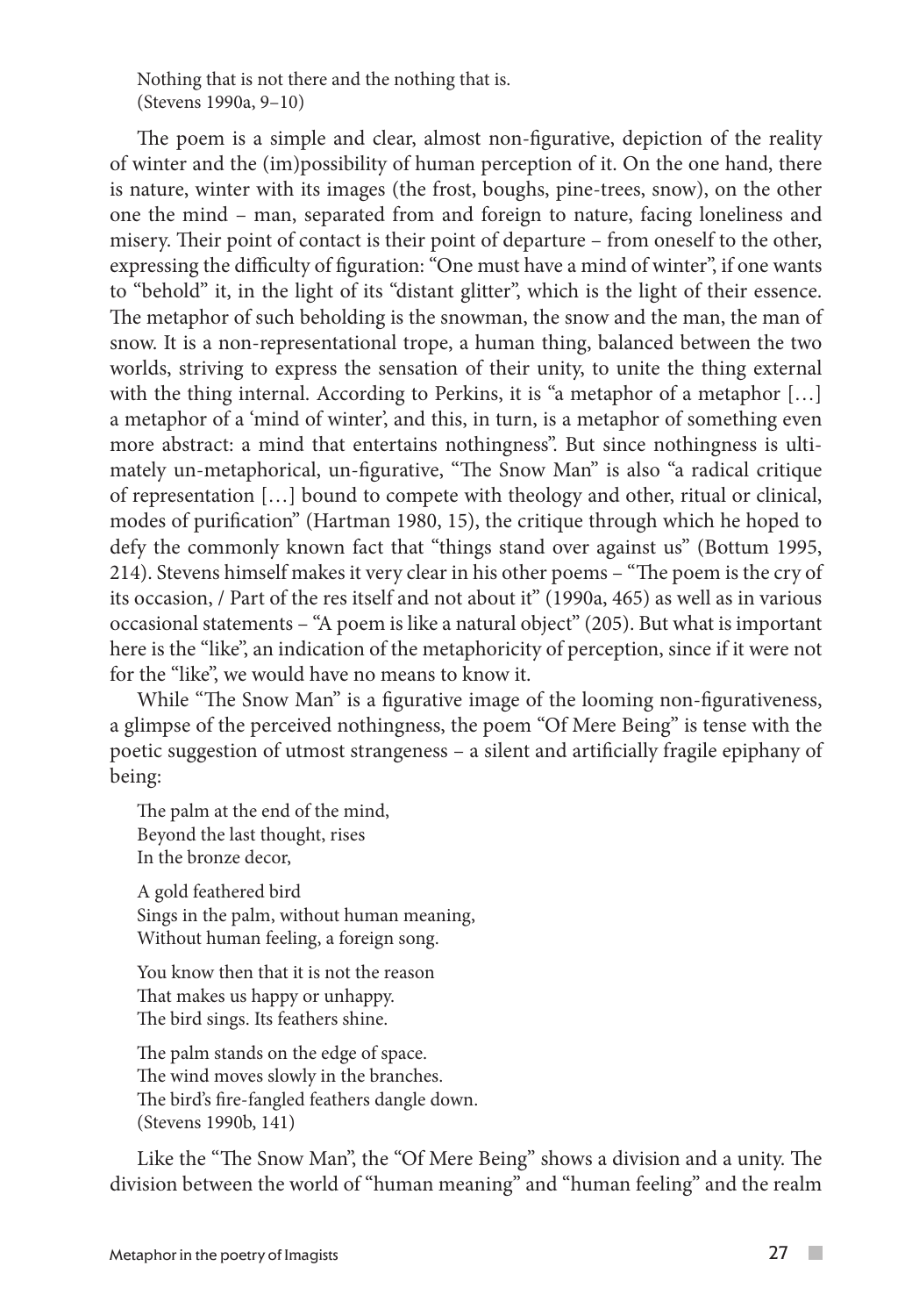Nothing that is not there and the nothing that is.
(Stevens 1990a, 9–10)

The poem is a simple and clear, almost non-figurative, depiction of the reality of winter and the (im)possibility of human perception of it. On the one hand, there is nature, winter with its images (the frost, boughs, pine-trees, snow), on the other one the mind – man, separated from and foreign to nature, facing loneliness and misery. Their point of contact is their point of departure – from oneself to the other, expressing the difficulty of figuration: "One must have a mind of winter", if one wants to "behold" it, in the light of its "distant glitter", which is the light of their essence. The metaphor of such beholding is the snowman, the snow and the man, the man of snow. It is a non-representational trope, a human thing, balanced between the two worlds, striving to express the sensation of their unity, to unite the thing external with the thing internal. According to Perkins, it is "a metaphor of a metaphor […] a metaphor of a 'mind of winter', and this, in turn, is a metaphor of something even more abstract: a mind that entertains nothingness". But since nothingness is ultimately un-metaphorical, un-figurative, "The Snow Man" is also "a radical critique of representation […] bound to compete with theology and other, ritual or clinical, modes of purification" (Hartman 1980, 15), the critique through which he hoped to defy the commonly known fact that "things stand over against us" (Bottum 1995, 214). Stevens himself makes it very clear in his other poems – "The poem is the cry of its occasion, / Part of the res itself and not about it" (1990a, 465) as well as in various occasional statements – "A poem is like a natural object" (205). But what is important here is the "like", an indication of the metaphoricity of perception, since if it were not for the "like", we would have no means to know it.

While "The Snow Man" is a figurative image of the looming non-figurativeness, a glimpse of the perceived nothingness, the poem "Of Mere Being" is tense with the poetic suggestion of utmost strangeness – a silent and artificially fragile epiphany of being:

The palm at the end of the mind,
Beyond the last thought, rises
In the bronze decor,

A gold feathered bird
Sings in the palm, without human meaning,
Without human feeling, a foreign song.

You know then that it is not the reason
That makes us happy or unhappy.
The bird sings. Its feathers shine.

The palm stands on the edge of space.
The wind moves slowly in the branches.
The bird's fire-fangled feathers dangle down.
(Stevens 1990b, 141)

Like the "The Snow Man", the "Of Mere Being" shows a division and a unity. The division between the world of "human meaning" and "human feeling" and the realm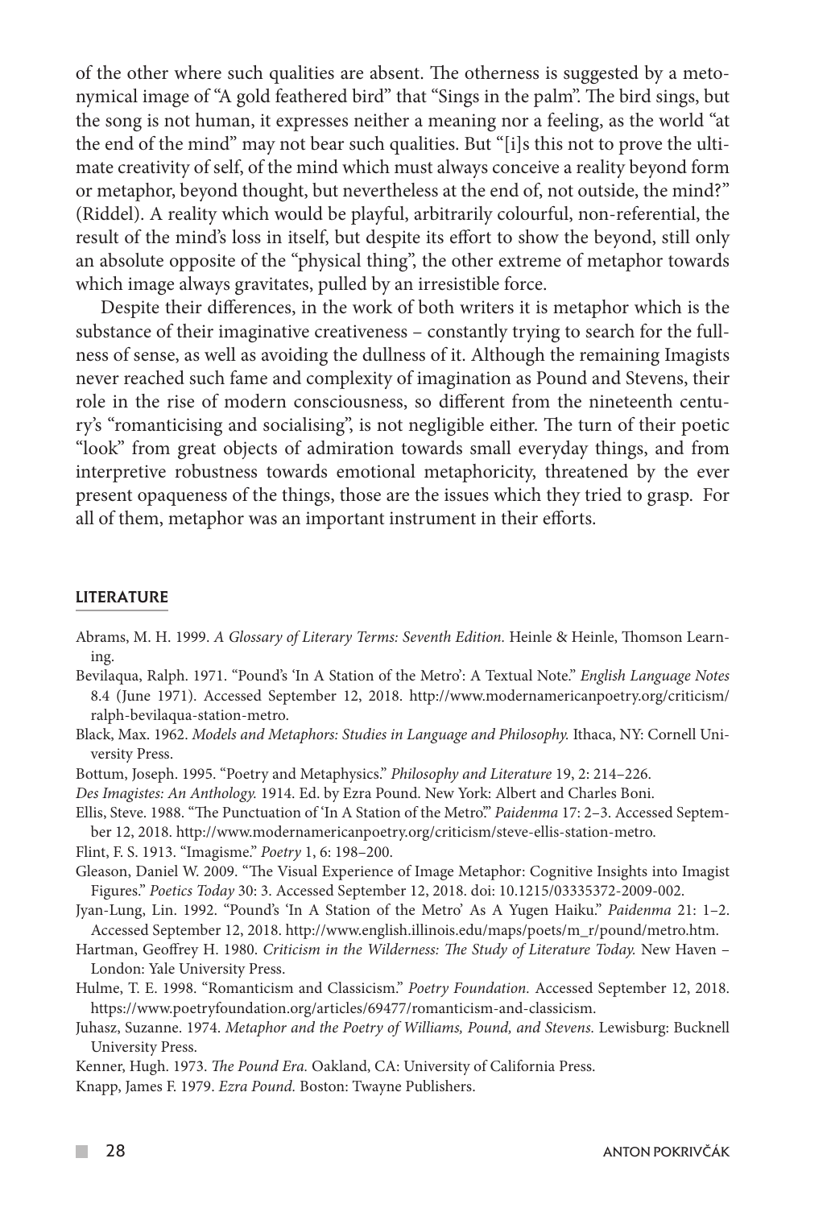of the other where such qualities are absent. The otherness is suggested by a metonymical image of "A gold feathered bird" that "Sings in the palm". The bird sings, but the song is not human, it expresses neither a meaning nor a feeling, as the world "at the end of the mind" may not bear such qualities. But "[i]s this not to prove the ultimate creativity of self, of the mind which must always conceive a reality beyond form or metaphor, beyond thought, but nevertheless at the end of, not outside, the mind?" (Riddel). A reality which would be playful, arbitrarily colourful, non-referential, the result of the mind's loss in itself, but despite its effort to show the beyond, still only an absolute opposite of the "physical thing", the other extreme of metaphor towards which image always gravitates, pulled by an irresistible force.

Despite their differences, in the work of both writers it is metaphor which is the substance of their imaginative creativeness – constantly trying to search for the fullness of sense, as well as avoiding the dullness of it. Although the remaining Imagists never reached such fame and complexity of imagination as Pound and Stevens, their role in the rise of modern consciousness, so different from the nineteenth century's "romanticising and socialising", is not negligible either. The turn of their poetic "look" from great objects of admiration towards small everyday things, and from interpretive robustness towards emotional metaphoricity, threatened by the ever present opaqueness of the things, those are the issues which they tried to grasp. For all of them, metaphor was an important instrument in their efforts.

## LITERATURE

Abrams, M. H. 1999. *A Glossary of Literary Terms: Seventh Edition.* Heinle & Heinle, Thomson Learning.

Bevilaqua, Ralph. 1971. "Pound's 'In A Station of the Metro': A Textual Note." *English Language Notes* 8.4 (June 1971). Accessed September 12, 2018. http://www.modernamericanpoetry.org/criticism/ralph-bevilaqua-station-metro.

Black, Max. 1962. *Models and Metaphors: Studies in Language and Philosophy.* Ithaca, NY: Cornell University Press.

Bottum, Joseph. 1995. "Poetry and Metaphysics." *Philosophy and Literature* 19, 2: 214–226.

*Des Imagistes: An Anthology.* 1914. Ed. by Ezra Pound. New York: Albert and Charles Boni.

Ellis, Steve. 1988. "The Punctuation of 'In A Station of the Metro'." *Paidenma* 17: 2–3. Accessed September 12, 2018. http://www.modernamericanpoetry.org/criticism/steve-ellis-station-metro.

Flint, F. S. 1913. "Imagisme." *Poetry* 1, 6: 198–200.

Gleason, Daniel W. 2009. "The Visual Experience of Image Metaphor: Cognitive Insights into Imagist Figures." *Poetics Today* 30: 3. Accessed September 12, 2018. doi: 10.1215/03335372-2009-002.

Jyan-Lung, Lin. 1992. "Pound's 'In A Station of the Metro' As A Yugen Haiku." *Paidenma* 21: 1–2. Accessed September 12, 2018. http://www.english.illinois.edu/maps/poets/m_r/pound/metro.htm.

Hartman, Geoffrey H. 1980. *Criticism in the Wilderness: The Study of Literature Today.* New Haven – London: Yale University Press.

Hulme, T. E. 1998. "Romanticism and Classicism." *Poetry Foundation.* Accessed September 12, 2018. https://www.poetryfoundation.org/articles/69477/romanticism-and-classicism.

Juhasz, Suzanne. 1974. *Metaphor and the Poetry of Williams, Pound, and Stevens.* Lewisburg: Bucknell University Press.

Kenner, Hugh. 1973. *The Pound Era.* Oakland, CA: University of California Press.

Knapp, James F. 1979. *Ezra Pound.* Boston: Twayne Publishers.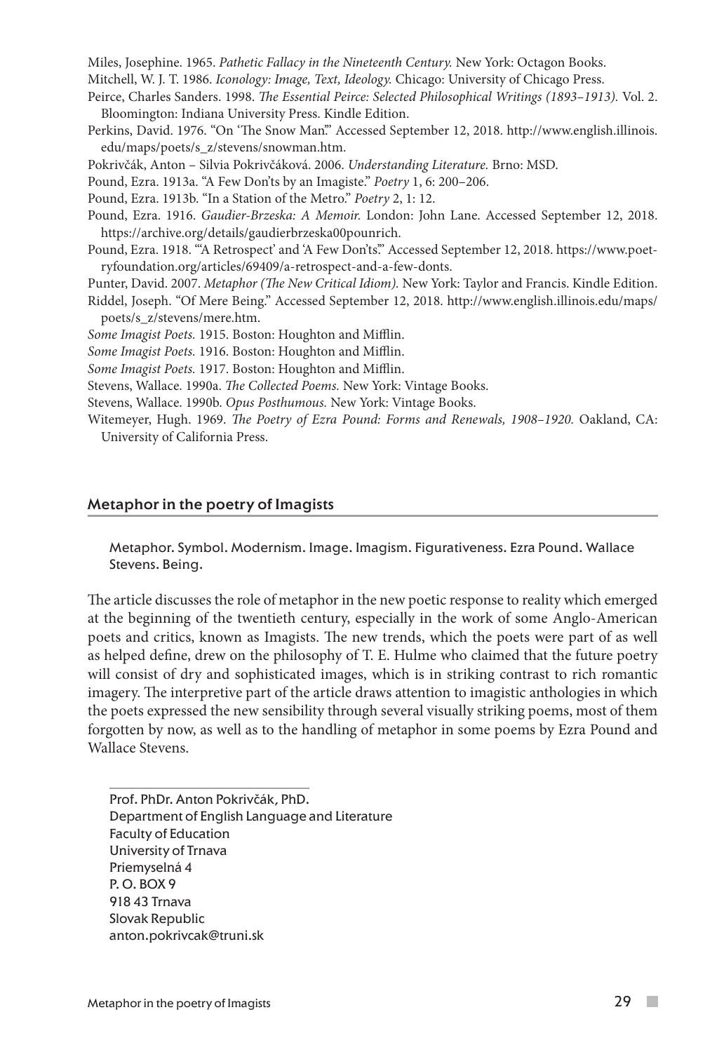Miles, Josephine. 1965. *Pathetic Fallacy in the Nineteenth Century.* New York: Octagon Books.

Mitchell, W. J. T. 1986. *Iconology: Image, Text, Ideology.* Chicago: University of Chicago Press.

Peirce, Charles Sanders. 1998. *The Essential Peirce: Selected Philosophical Writings (1893–1913).* Vol. 2. Bloomington: Indiana University Press. Kindle Edition.

Perkins, David. 1976. "On 'The Snow Man'." Accessed September 12, 2018. http://www.english.illinois.edu/maps/poets/s_z/stevens/snowman.htm.

Pokrivčák, Anton – Silvia Pokrivčáková. 2006. *Understanding Literature.* Brno: MSD.

Pound, Ezra. 1913a. "A Few Don'ts by an Imagiste." *Poetry* 1, 6: 200–206.

Pound, Ezra. 1913b. "In a Station of the Metro." *Poetry* 2, 1: 12.

Pound, Ezra. 1916. *Gaudier-Brzeska: A Memoir.* London: John Lane. Accessed September 12, 2018. https://archive.org/details/gaudierbrzeska00pounrich.

Pound, Ezra. 1918. "'A Retrospect' and 'A Few Don'ts'." Accessed September 12, 2018. https://www.poetryfoundation.org/articles/69409/a-retrospect-and-a-few-donts.

Punter, David. 2007. *Metaphor (The New Critical Idiom).* New York: Taylor and Francis. Kindle Edition.

Riddel, Joseph. "Of Mere Being." Accessed September 12, 2018. http://www.english.illinois.edu/maps/poets/s_z/stevens/mere.htm.

*Some Imagist Poets.* 1915. Boston: Houghton and Mifflin.

*Some Imagist Poets.* 1916. Boston: Houghton and Mifflin.

*Some Imagist Poets.* 1917. Boston: Houghton and Mifflin.

Stevens, Wallace. 1990a. *The Collected Poems.* New York: Vintage Books.

Stevens, Wallace. 1990b. *Opus Posthumous.* New York: Vintage Books.

Witemeyer, Hugh. 1969. *The Poetry of Ezra Pound: Forms and Renewals, 1908–1920.* Oakland, CA: University of California Press.

## Metaphor in the poetry of Imagists

Metaphor. Symbol. Modernism. Image. Imagism. Figurativeness. Ezra Pound. Wallace Stevens. Being.

The article discusses the role of metaphor in the new poetic response to reality which emerged at the beginning of the twentieth century, especially in the work of some Anglo-American poets and critics, known as Imagists. The new trends, which the poets were part of as well as helped define, drew on the philosophy of T. E. Hulme who claimed that the future poetry will consist of dry and sophisticated images, which is in striking contrast to rich romantic imagery. The interpretive part of the article draws attention to imagistic anthologies in which the poets expressed the new sensibility through several visually striking poems, most of them forgotten by now, as well as to the handling of metaphor in some poems by Ezra Pound and Wallace Stevens.

Prof. PhDr. Anton Pokrivčák, PhD.
Department of English Language and Literature
Faculty of Education
University of Trnava
Priemyselná 4
P. O. BOX 9
918 43 Trnava
Slovak Republic
anton.pokrivcak@truni.sk